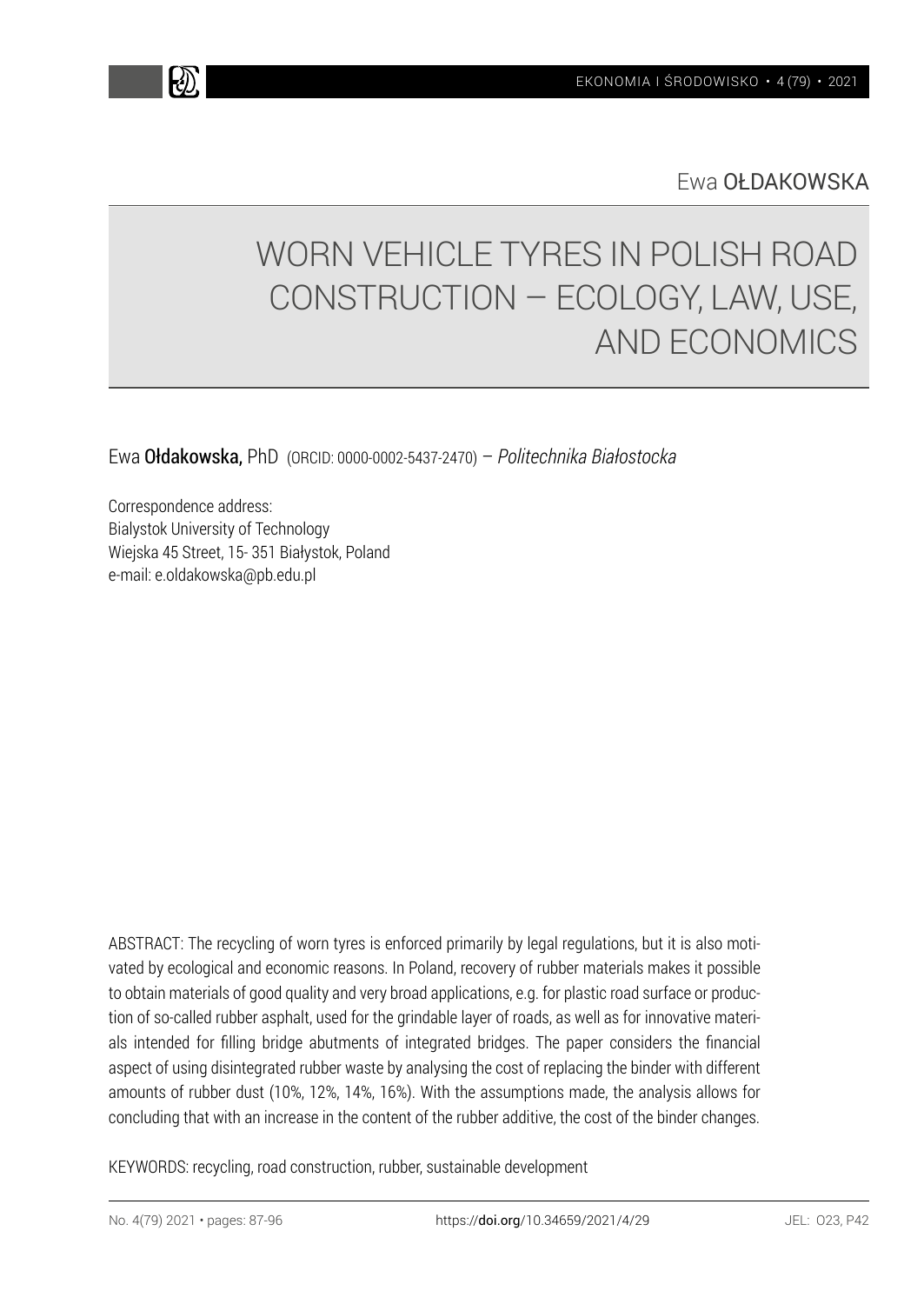Ewa **OŁDAKOWSKA**

# WORN VEHICLE TYRES IN POLISH ROAD CONSTRUCTION – ECOLOGY, LAW, USE, AND ECONOMICS

Ewa **Ołdakowska,** PhD (ORCID: 0000-0002-5437-2470) – *Politechnika Białostocka*

Correspondence address:
Bialystok University of Technology
Wiejska 45 Street, 15- 351 Białystok, Poland
e-mail: e.oldakowska@pb.edu.pl

ABSTRACT: The recycling of worn tyres is enforced primarily by legal regulations, but it is also motivated by ecological and economic reasons. In Poland, recovery of rubber materials makes it possible to obtain materials of good quality and very broad applications, e.g. for plastic road surface or production of so-called rubber asphalt, used for the grindable layer of roads, as well as for innovative materials intended for filling bridge abutments of integrated bridges. The paper considers the financial aspect of using disintegrated rubber waste by analysing the cost of replacing the binder with different amounts of rubber dust (10%, 12%, 14%, 16%). With the assumptions made, the analysis allows for concluding that with an increase in the content of the rubber additive, the cost of the binder changes.

KEYWORDS: recycling, road construction, rubber, sustainable development

https://doi.org/10.34659/2021/4/29

JEL: O23, P42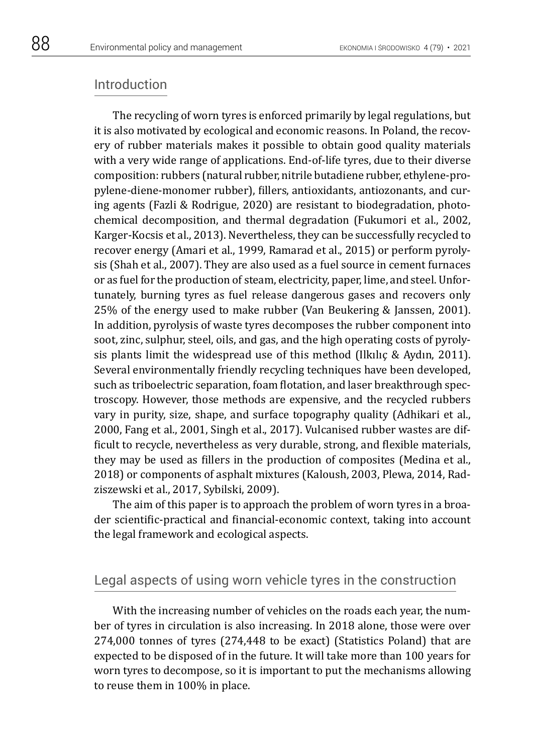## Introduction

The recycling of worn tyres is enforced primarily by legal regulations, but it is also motivated by ecological and economic reasons. In Poland, the recovery of rubber materials makes it possible to obtain good quality materials with a very wide range of applications. End-of-life tyres, due to their diverse composition: rubbers (natural rubber, nitrile butadiene rubber, ethylene-propylene-diene-monomer rubber), fillers, antioxidants, antiozonants, and curing agents (Fazli & Rodrigue, 2020) are resistant to biodegradation, photochemical decomposition, and thermal degradation (Fukumori et al., 2002, Karger-Kocsis et al., 2013). Nevertheless, they can be successfully recycled to recover energy (Amari et al., 1999, Ramarad et al., 2015) or perform pyrolysis (Shah et al., 2007). They are also used as a fuel source in cement furnaces or as fuel for the production of steam, electricity, paper, lime, and steel. Unfortunately, burning tyres as fuel release dangerous gases and recovers only 25% of the energy used to make rubber (Van Beukering & Janssen, 2001). In addition, pyrolysis of waste tyres decomposes the rubber component into soot, zinc, sulphur, steel, oils, and gas, and the high operating costs of pyrolysis plants limit the widespread use of this method (Ilkılıç & Aydın, 2011). Several environmentally friendly recycling techniques have been developed, such as triboelectric separation, foam flotation, and laser breakthrough spectroscopy. However, those methods are expensive, and the recycled rubbers vary in purity, size, shape, and surface topography quality (Adhikari et al., 2000, Fang et al., 2001, Singh et al., 2017). Vulcanised rubber wastes are difficult to recycle, nevertheless as very durable, strong, and flexible materials, they may be used as fillers in the production of composites (Medina et al., 2018) or components of asphalt mixtures (Kaloush, 2003, Plewa, 2014, Radziszewski et al., 2017, Sybilski, 2009).

The aim of this paper is to approach the problem of worn tyres in a broader scientific-practical and financial-economic context, taking into account the legal framework and ecological aspects.

## Legal aspects of using worn vehicle tyres in the construction

With the increasing number of vehicles on the roads each year, the number of tyres in circulation is also increasing. In 2018 alone, those were over 274,000 tonnes of tyres (274,448 to be exact) (Statistics Poland) that are expected to be disposed of in the future. It will take more than 100 years for worn tyres to decompose, so it is important to put the mechanisms allowing to reuse them in 100% in place.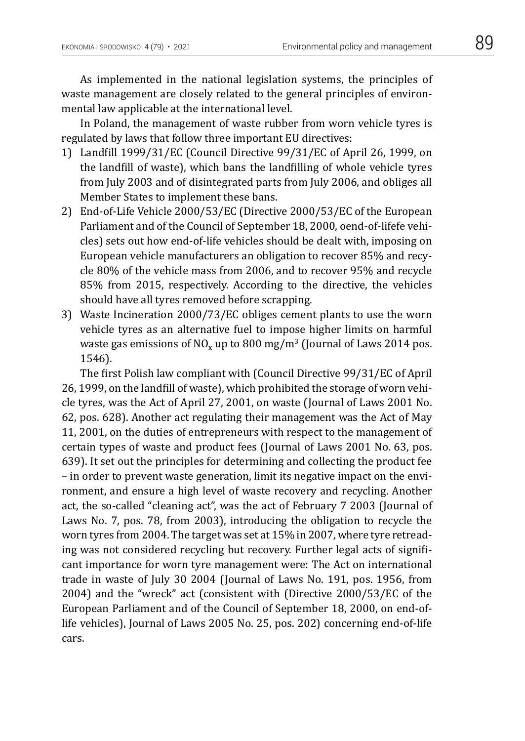As implemented in the national legislation systems, the principles of waste management are closely related to the general principles of environmental law applicable at the international level.

In Poland, the management of waste rubber from worn vehicle tyres is regulated by laws that follow three important EU directives:

1) Landfill 1999/31/EC (Council Directive 99/31/EC of April 26, 1999, on the landfill of waste), which bans the landfilling of whole vehicle tyres from July 2003 and of disintegrated parts from July 2006, and obliges all Member States to implement these bans.
2) End-of-Life Vehicle 2000/53/EC (Directive 2000/53/EC of the European Parliament and of the Council of September 18, 2000, oend-of-lifefe vehicles) sets out how end-of-life vehicles should be dealt with, imposing on European vehicle manufacturers an obligation to recover 85% and recycle 80% of the vehicle mass from 2006, and to recover 95% and recycle 85% from 2015, respectively. According to the directive, the vehicles should have all tyres removed before scrapping.
3) Waste Incineration 2000/73/EC obliges cement plants to use the worn vehicle tyres as an alternative fuel to impose higher limits on harmful waste gas emissions of $NO_x$ up to 800 mg/m$^3$ (Journal of Laws 2014 pos. 1546).

The first Polish law compliant with (Council Directive 99/31/EC of April 26, 1999, on the landfill of waste), which prohibited the storage of worn vehicle tyres, was the Act of April 27, 2001, on waste (Journal of Laws 2001 No. 62, pos. 628). Another act regulating their management was the Act of May 11, 2001, on the duties of entrepreneurs with respect to the management of certain types of waste and product fees (Journal of Laws 2001 No. 63, pos. 639). It set out the principles for determining and collecting the product fee – in order to prevent waste generation, limit its negative impact on the environment, and ensure a high level of waste recovery and recycling. Another act, the so-called "cleaning act", was the act of February 7 2003 (Journal of Laws No. 7, pos. 78, from 2003), introducing the obligation to recycle the worn tyres from 2004. The target was set at 15% in 2007, where tyre retreading was not considered recycling but recovery. Further legal acts of significant importance for worn tyre management were: The Act on international trade in waste of July 30 2004 (Journal of Laws No. 191, pos. 1956, from 2004) and the "wreck" act (consistent with (Directive 2000/53/EC of the European Parliament and of the Council of September 18, 2000, on end-of-life vehicles), Journal of Laws 2005 No. 25, pos. 202) concerning end-of-life cars.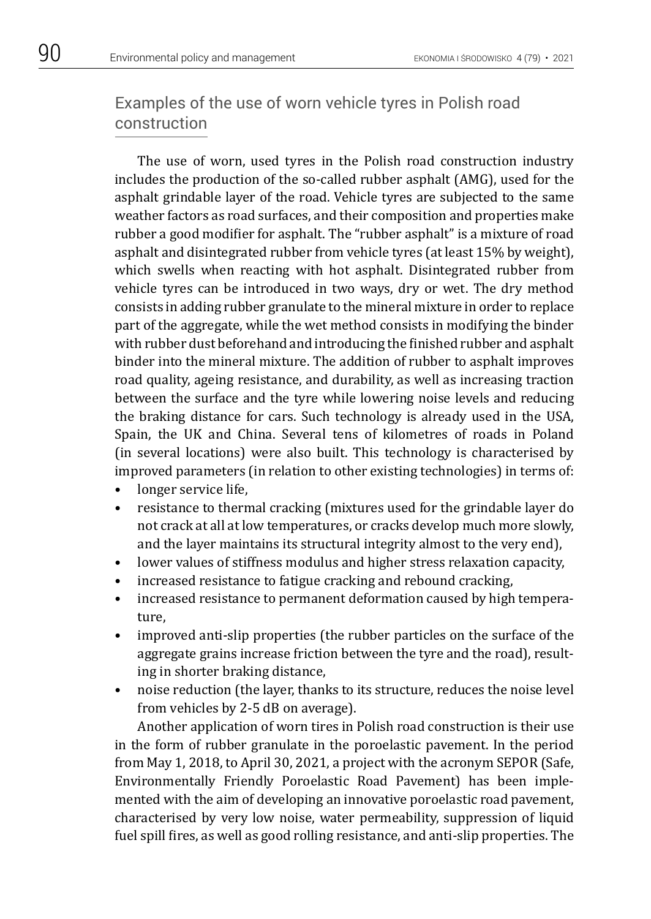## Examples of the use of worn vehicle tyres in Polish road construction

The use of worn, used tyres in the Polish road construction industry includes the production of the so-called rubber asphalt (AMG), used for the asphalt grindable layer of the road. Vehicle tyres are subjected to the same weather factors as road surfaces, and their composition and properties make rubber a good modifier for asphalt. The "rubber asphalt" is a mixture of road asphalt and disintegrated rubber from vehicle tyres (at least 15% by weight), which swells when reacting with hot asphalt. Disintegrated rubber from vehicle tyres can be introduced in two ways, dry or wet. The dry method consists in adding rubber granulate to the mineral mixture in order to replace part of the aggregate, while the wet method consists in modifying the binder with rubber dust beforehand and introducing the finished rubber and asphalt binder into the mineral mixture. The addition of rubber to asphalt improves road quality, ageing resistance, and durability, as well as increasing traction between the surface and the tyre while lowering noise levels and reducing the braking distance for cars. Such technology is already used in the USA, Spain, the UK and China. Several tens of kilometres of roads in Poland (in several locations) were also built. This technology is characterised by improved parameters (in relation to other existing technologies) in terms of:

- longer service life,
- resistance to thermal cracking (mixtures used for the grindable layer do not crack at all at low temperatures, or cracks develop much more slowly, and the layer maintains its structural integrity almost to the very end),
- lower values of stiffness modulus and higher stress relaxation capacity,
- increased resistance to fatigue cracking and rebound cracking,
- increased resistance to permanent deformation caused by high temperature,
- improved anti-slip properties (the rubber particles on the surface of the aggregate grains increase friction between the tyre and the road), resulting in shorter braking distance,
- noise reduction (the layer, thanks to its structure, reduces the noise level from vehicles by 2-5 dB on average).

Another application of worn tires in Polish road construction is their use in the form of rubber granulate in the poroelastic pavement. In the period from May 1, 2018, to April 30, 2021, a project with the acronym SEPOR (Safe, Environmentally Friendly Poroelastic Road Pavement) has been implemented with the aim of developing an innovative poroelastic road pavement, characterised by very low noise, water permeability, suppression of liquid fuel spill fires, as well as good rolling resistance, and anti-slip properties. The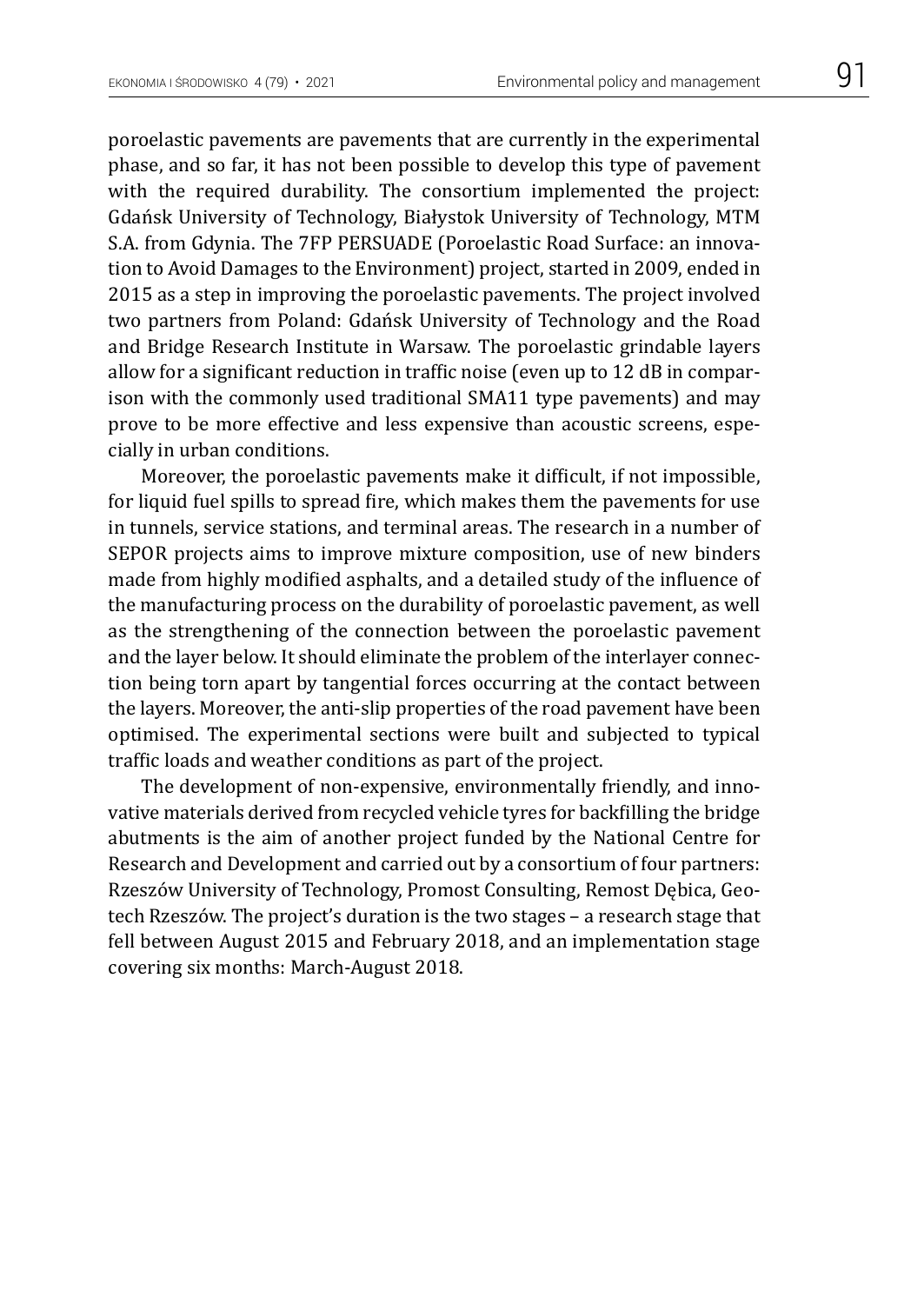poroelastic pavements are pavements that are currently in the experimental phase, and so far, it has not been possible to develop this type of pavement with the required durability. The consortium implemented the project: Gdańsk University of Technology, Białystok University of Technology, MTM S.A. from Gdynia. The 7FP PERSUADE (Poroelastic Road Surface: an innovation to Avoid Damages to the Environment) project, started in 2009, ended in 2015 as a step in improving the poroelastic pavements. The project involved two partners from Poland: Gdańsk University of Technology and the Road and Bridge Research Institute in Warsaw. The poroelastic grindable layers allow for a significant reduction in traffic noise (even up to 12 dB in comparison with the commonly used traditional SMA11 type pavements) and may prove to be more effective and less expensive than acoustic screens, especially in urban conditions.

Moreover, the poroelastic pavements make it difficult, if not impossible, for liquid fuel spills to spread fire, which makes them the pavements for use in tunnels, service stations, and terminal areas. The research in a number of SEPOR projects aims to improve mixture composition, use of new binders made from highly modified asphalts, and a detailed study of the influence of the manufacturing process on the durability of poroelastic pavement, as well as the strengthening of the connection between the poroelastic pavement and the layer below. It should eliminate the problem of the interlayer connection being torn apart by tangential forces occurring at the contact between the layers. Moreover, the anti-slip properties of the road pavement have been optimised. The experimental sections were built and subjected to typical traffic loads and weather conditions as part of the project.

The development of non-expensive, environmentally friendly, and innovative materials derived from recycled vehicle tyres for backfilling the bridge abutments is the aim of another project funded by the National Centre for Research and Development and carried out by a consortium of four partners: Rzeszów University of Technology, Promost Consulting, Remost Dębica, Geotech Rzeszów. The project's duration is the two stages – a research stage that fell between August 2015 and February 2018, and an implementation stage covering six months: March-August 2018.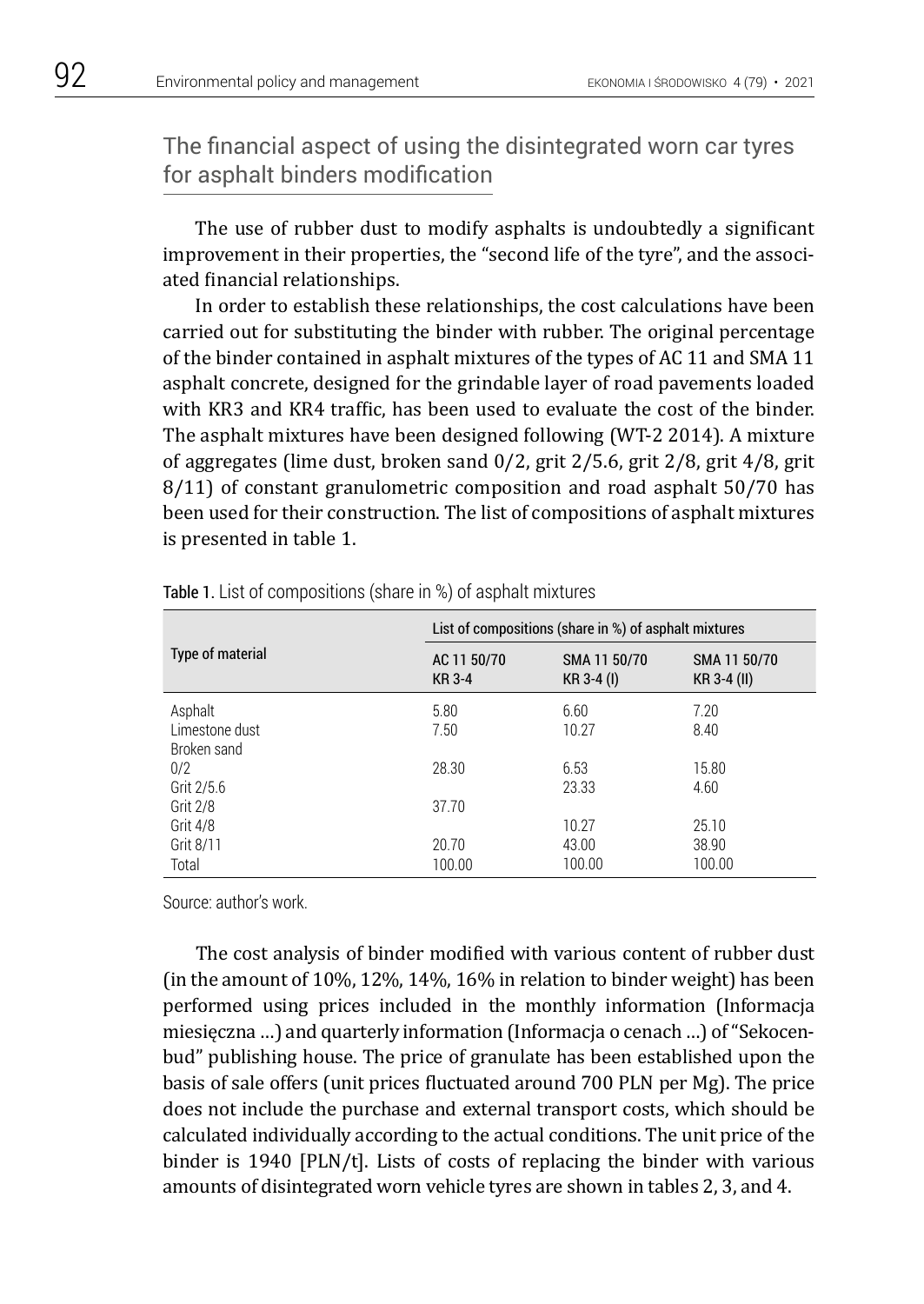## The financial aspect of using the disintegrated worn car tyres for asphalt binders modification

The use of rubber dust to modify asphalts is undoubtedly a significant improvement in their properties, the "second life of the tyre", and the associated financial relationships.

In order to establish these relationships, the cost calculations have been carried out for substituting the binder with rubber. The original percentage of the binder contained in asphalt mixtures of the types of AC 11 and SMA 11 asphalt concrete, designed for the grindable layer of road pavements loaded with KR3 and KR4 traffic, has been used to evaluate the cost of the binder. The asphalt mixtures have been designed following (WT-2 2014). A mixture of aggregates (lime dust, broken sand 0/2, grit 2/5.6, grit 2/8, grit 4/8, grit 8/11) of constant granulometric composition and road asphalt 50/70 has been used for their construction. The list of compositions of asphalt mixtures is presented in table 1.

**Table 1.** List of compositions (share in %) of asphalt mixtures

| Type of material | List of compositions (share in %) of asphalt mixtures | | |
|---|---|---|---|
| | AC 11 50/70 KR 3-4 | SMA 11 50/70 KR 3-4 (I) | SMA 11 50/70 KR 3-4 (II) |
| Asphalt | 5.80 | 6.60 | 7.20 |
| Limestone dust | 7.50 | 10.27 | 8.40 |
| Broken sand 0/2 | 28.30 | 6.53 | 15.80 |
| Grit 2/5.6 | | 23.33 | 4.60 |
| Grit 2/8 | 37.70 | | |
| Grit 4/8 | | 10.27 | 25.10 |
| Grit 8/11 | 20.70 | 43.00 | 38.90 |
| Total | 100.00 | 100.00 | 100.00 |

Source: author's work.

The cost analysis of binder modified with various content of rubber dust (in the amount of 10%, 12%, 14%, 16% in relation to binder weight) has been performed using prices included in the monthly information (Informacja miesięczna …) and quarterly information (Informacja o cenach …) of "Sekocenbud" publishing house. The price of granulate has been established upon the basis of sale offers (unit prices fluctuated around 700 PLN per Mg). The price does not include the purchase and external transport costs, which should be calculated individually according to the actual conditions. The unit price of the binder is 1940 [PLN/t]. Lists of costs of replacing the binder with various amounts of disintegrated worn vehicle tyres are shown in tables 2, 3, and 4.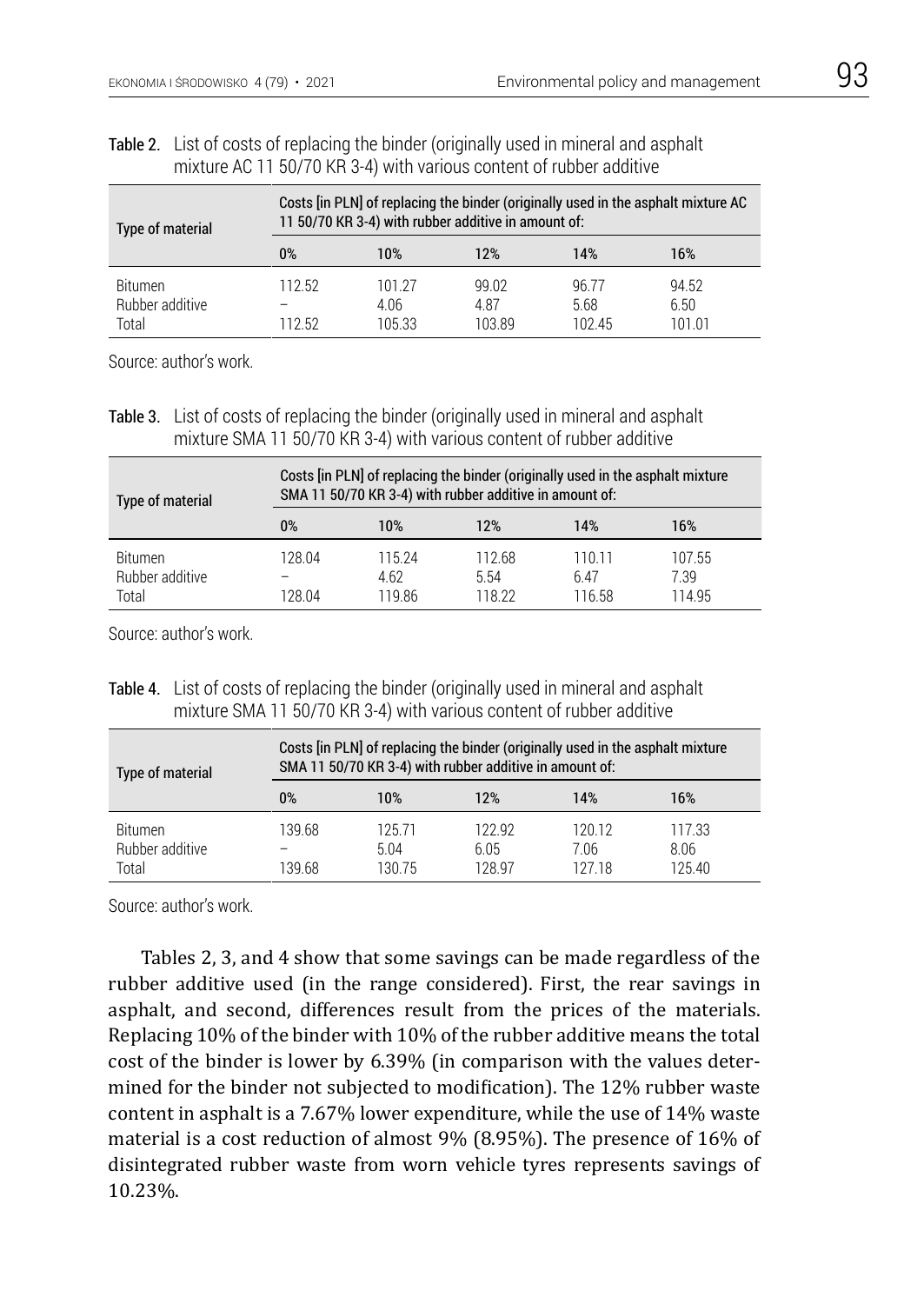**Table 2.** List of costs of replacing the binder (originally used in mineral and asphalt mixture AC 11 50/70 KR 3-4) with various content of rubber additive

| Type of material | Costs [in PLN] of replacing the binder (originally used in the asphalt mixture AC 11 50/70 KR 3-4) with rubber additive in amount of: | | | | |
|---|---|---|---|---|---|
| | 0% | 10% | 12% | 14% | 16% |
| Bitumen | 112.52 | 101.27 | 99.02 | 96.77 | 94.52 |
| Rubber additive | – | 4.06 | 4.87 | 5.68 | 6.50 |
| Total | 112.52 | 105.33 | 103.89 | 102.45 | 101.01 |

Source: author's work.

**Table 3.** List of costs of replacing the binder (originally used in mineral and asphalt mixture SMA 11 50/70 KR 3-4) with various content of rubber additive

| Type of material | Costs [in PLN] of replacing the binder (originally used in the asphalt mixture SMA 11 50/70 KR 3-4) with rubber additive in amount of: | | | | |
|---|---|---|---|---|---|
| | 0% | 10% | 12% | 14% | 16% |
| Bitumen | 128.04 | 115.24 | 112.68 | 110.11 | 107.55 |
| Rubber additive | – | 4.62 | 5.54 | 6.47 | 7.39 |
| Total | 128.04 | 119.86 | 118.22 | 116.58 | 114.95 |

Source: author's work.

**Table 4.** List of costs of replacing the binder (originally used in mineral and asphalt mixture SMA 11 50/70 KR 3-4) with various content of rubber additive

| Type of material | Costs [in PLN] of replacing the binder (originally used in the asphalt mixture SMA 11 50/70 KR 3-4) with rubber additive in amount of: | | | | |
|---|---|---|---|---|---|
| | 0% | 10% | 12% | 14% | 16% |
| Bitumen | 139.68 | 125.71 | 122.92 | 120.12 | 117.33 |
| Rubber additive | – | 5.04 | 6.05 | 7.06 | 8.06 |
| Total | 139.68 | 130.75 | 128.97 | 127.18 | 125.40 |

Source: author's work.

Tables 2, 3, and 4 show that some savings can be made regardless of the rubber additive used (in the range considered). First, the rear savings in asphalt, and second, differences result from the prices of the materials. Replacing 10% of the binder with 10% of the rubber additive means the total cost of the binder is lower by 6.39% (in comparison with the values determined for the binder not subjected to modification). The 12% rubber waste content in asphalt is a 7.67% lower expenditure, while the use of 14% waste material is a cost reduction of almost 9% (8.95%). The presence of 16% of disintegrated rubber waste from worn vehicle tyres represents savings of 10.23%.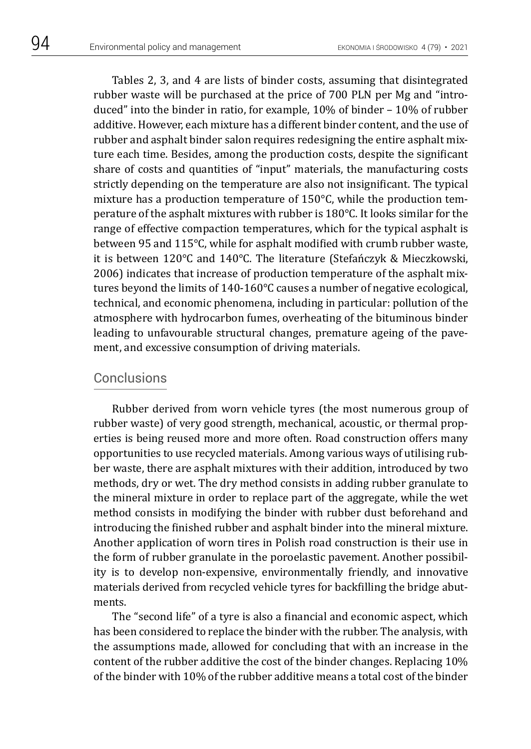Tables 2, 3, and 4 are lists of binder costs, assuming that disintegrated rubber waste will be purchased at the price of 700 PLN per Mg and "introduced" into the binder in ratio, for example, 10% of binder – 10% of rubber additive. However, each mixture has a different binder content, and the use of rubber and asphalt binder salon requires redesigning the entire asphalt mixture each time. Besides, among the production costs, despite the significant share of costs and quantities of "input" materials, the manufacturing costs strictly depending on the temperature are also not insignificant. The typical mixture has a production temperature of 150°C, while the production temperature of the asphalt mixtures with rubber is 180°C. It looks similar for the range of effective compaction temperatures, which for the typical asphalt is between 95 and 115°C, while for asphalt modified with crumb rubber waste, it is between 120°C and 140°C. The literature (Stefańczyk & Mieczkowski, 2006) indicates that increase of production temperature of the asphalt mixtures beyond the limits of 140-160°C causes a number of negative ecological, technical, and economic phenomena, including in particular: pollution of the atmosphere with hydrocarbon fumes, overheating of the bituminous binder leading to unfavourable structural changes, premature ageing of the pavement, and excessive consumption of driving materials.

## Conclusions

Rubber derived from worn vehicle tyres (the most numerous group of rubber waste) of very good strength, mechanical, acoustic, or thermal properties is being reused more and more often. Road construction offers many opportunities to use recycled materials. Among various ways of utilising rubber waste, there are asphalt mixtures with their addition, introduced by two methods, dry or wet. The dry method consists in adding rubber granulate to the mineral mixture in order to replace part of the aggregate, while the wet method consists in modifying the binder with rubber dust beforehand and introducing the finished rubber and asphalt binder into the mineral mixture. Another application of worn tires in Polish road construction is their use in the form of rubber granulate in the poroelastic pavement. Another possibility is to develop non-expensive, environmentally friendly, and innovative materials derived from recycled vehicle tyres for backfilling the bridge abutments.

The "second life" of a tyre is also a financial and economic aspect, which has been considered to replace the binder with the rubber. The analysis, with the assumptions made, allowed for concluding that with an increase in the content of the rubber additive the cost of the binder changes. Replacing 10% of the binder with 10% of the rubber additive means a total cost of the binder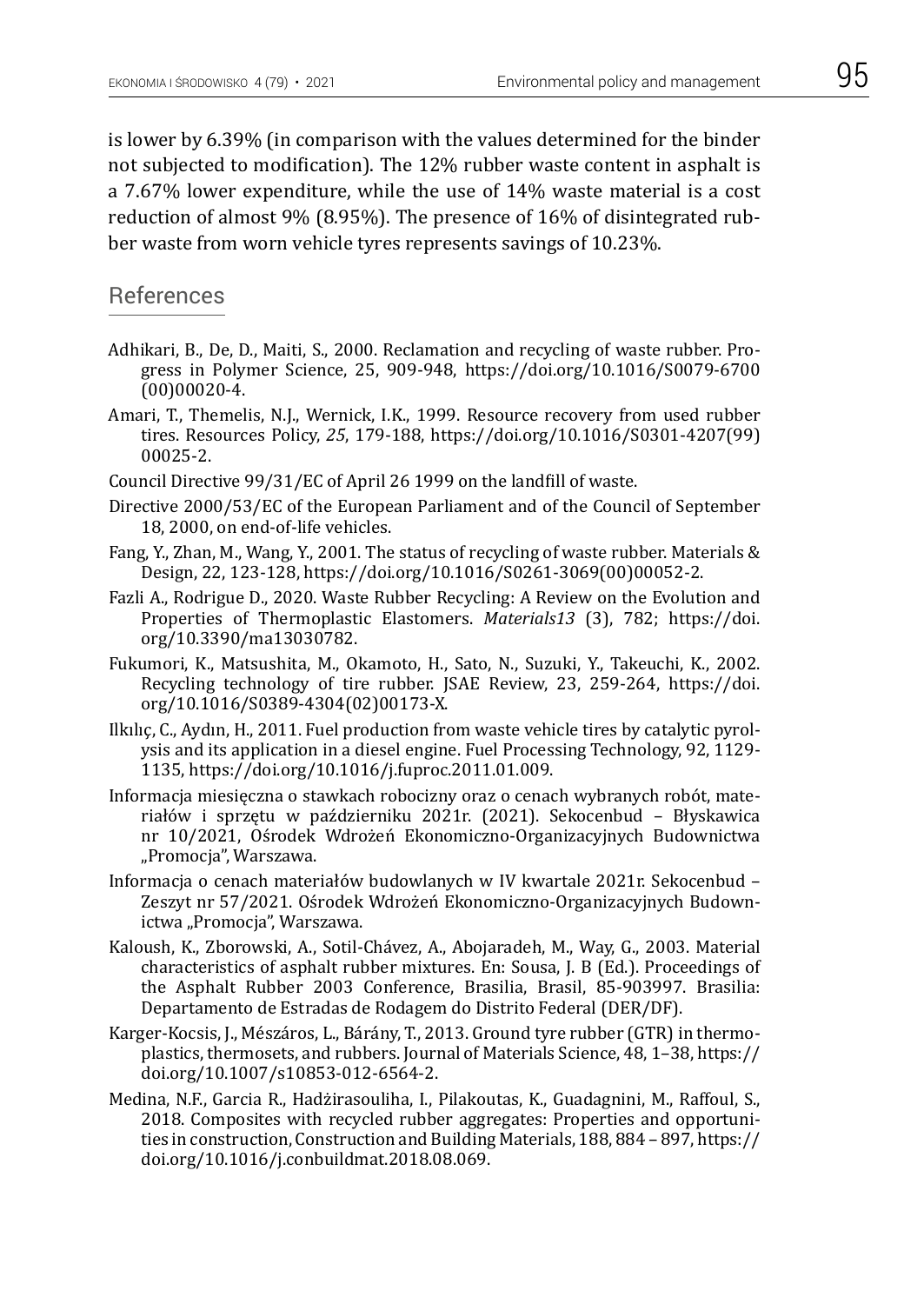is lower by 6.39% (in comparison with the values determined for the binder not subjected to modification). The 12% rubber waste content in asphalt is a 7.67% lower expenditure, while the use of 14% waste material is a cost reduction of almost 9% (8.95%). The presence of 16% of disintegrated rubber waste from worn vehicle tyres represents savings of 10.23%.

## References

Adhikari, B., De, D., Maiti, S., 2000. Reclamation and recycling of waste rubber. Progress in Polymer Science, 25, 909-948, https://doi.org/10.1016/S0079-6700(00)00020-4.

Amari, T., Themelis, N.J., Wernick, I.K., 1999. Resource recovery from used rubber tires. Resources Policy, *25*, 179-188, https://doi.org/10.1016/S0301-4207(99)00025-2.

Council Directive 99/31/EC of April 26 1999 on the landfill of waste.

Directive 2000/53/EC of the European Parliament and of the Council of September 18, 2000, on end-of-life vehicles.

Fang, Y., Zhan, M., Wang, Y., 2001. The status of recycling of waste rubber. Materials & Design, 22, 123-128, https://doi.org/10.1016/S0261-3069(00)00052-2.

Fazli A., Rodrigue D., 2020. Waste Rubber Recycling: A Review on the Evolution and Properties of Thermoplastic Elastomers. *Materials13* (3), 782; https://doi.org/10.3390/ma13030782.

Fukumori, K., Matsushita, M., Okamoto, H., Sato, N., Suzuki, Y., Takeuchi, K., 2002. Recycling technology of tire rubber. JSAE Review, 23, 259-264, https://doi.org/10.1016/S0389-4304(02)00173-X.

Ilkılıç, C., Aydın, H., 2011. Fuel production from waste vehicle tires by catalytic pyrolysis and its application in a diesel engine. Fuel Processing Technology, 92, 1129-1135, https://doi.org/10.1016/j.fuproc.2011.01.009.

Informacja miesięczna o stawkach robocizny oraz o cenach wybranych robót, materiałów i sprzętu w październiku 2021r. (2021). Sekocenbud – Błyskawica nr 10/2021, Ośrodek Wdrożeń Ekonomiczno-Organizacyjnych Budownictwa „Promocja", Warszawa.

Informacja o cenach materiałów budowlanych w IV kwartale 2021r. Sekocenbud – Zeszyt nr 57/2021. Ośrodek Wdrożeń Ekonomiczno-Organizacyjnych Budownictwa „Promocja", Warszawa.

Kaloush, K., Zborowski, A., Sotil-Chávez, A., Abojaradeh, M., Way, G., 2003. Material characteristics of asphalt rubber mixtures. En: Sousa, J. B (Ed.). Proceedings of the Asphalt Rubber 2003 Conference, Brasilia, Brasil, 85-903997. Brasilia: Departamento de Estradas de Rodagem do Distrito Federal (DER/DF).

Karger-Kocsis, J., Mészáros, L., Bárány, T., 2013. Ground tyre rubber (GTR) in thermoplastics, thermosets, and rubbers. Journal of Materials Science, 48, 1–38, https://doi.org/10.1007/s10853-012-6564-2.

Medina, N.F., Garcia R., Hadżirasouliha, I., Pilakoutas, K., Guadagnini, M., Raffoul, S., 2018. Composites with recycled rubber aggregates: Properties and opportunities in construction, Construction and Building Materials, 188, 884 – 897, https://doi.org/10.1016/j.conbuildmat.2018.08.069.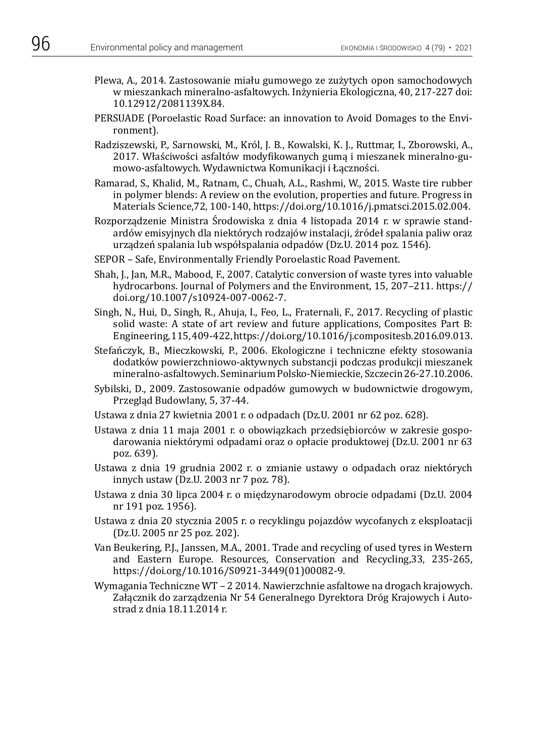Plewa, A., 2014. Zastosowanie miału gumowego ze zużytych opon samochodowych w mieszankach mineralno-asfaltowych. Inżynieria Ekologiczna, 40, 217-227 doi: 10.12912/2081139X.84.

PERSUADE (Poroelastic Road Surface: an innovation to Avoid Domages to the Environment).

Radziszewski, P., Sarnowski, M., Król, J. B., Kowalski, K. J., Ruttmar, I., Zborowski, A., 2017. Właściwości asfaltów modyfikowanych gumą i mieszanek mineralno-gumowo-asfaltowych. Wydawnictwa Komunikacji i Łączności.

Ramarad, S., Khalid, M., Ratnam, C., Chuah, A.L., Rashmi, W., 2015. Waste tire rubber in polymer blends: A review on the evolution, properties and future. Progress in Materials Science,72, 100-140, https://doi.org/10.1016/j.pmatsci.2015.02.004.

Rozporządzenie Ministra Środowiska z dnia 4 listopada 2014 r. w sprawie standardów emisyjnych dla niektórych rodzajów instalacji, źródeł spalania paliw oraz urządzeń spalania lub współspalania odpadów (Dz.U. 2014 poz. 1546).

SEPOR – Safe, Environmentally Friendly Poroelastic Road Pavement.

Shah, J., Jan, M.R., Mabood, F., 2007. Catalytic conversion of waste tyres into valuable hydrocarbons. Journal of Polymers and the Environment, 15, 207–211. https://doi.org/10.1007/s10924-007-0062-7.

Singh, N., Hui, D., Singh, R., Ahuja, I., Feo, L., Fraternali, F., 2017. Recycling of plastic solid waste: A state of art review and future applications, Composites Part B: Engineering,115,409-422,https://doi.org/10.1016/j.compositesb.2016.09.013.

Stefańczyk, B., Mieczkowski, P., 2006. Ekologiczne i techniczne efekty stosowania dodatków powierzchniowo-aktywnych substancji podczas produkcji mieszanek mineralno-asfaltowych. Seminarium Polsko-Niemieckie, Szczecin 26-27.10.2006.

Sybilski, D., 2009. Zastosowanie odpadów gumowych w budownictwie drogowym, Przegląd Budowlany, 5, 37-44.

Ustawa z dnia 27 kwietnia 2001 r. o odpadach (Dz.U. 2001 nr 62 poz. 628).

Ustawa z dnia 11 maja 2001 r. o obowiązkach przedsiębiorców w zakresie gospodarowania niektórymi odpadami oraz o opłacie produktowej (Dz.U. 2001 nr 63 poz. 639).

Ustawa z dnia 19 grudnia 2002 r. o zmianie ustawy o odpadach oraz niektórych innych ustaw (Dz.U. 2003 nr 7 poz. 78).

Ustawa z dnia 30 lipca 2004 r. o międzynarodowym obrocie odpadami (Dz.U. 2004 nr 191 poz. 1956).

Ustawa z dnia 20 stycznia 2005 r. o recyklingu pojazdów wycofanych z eksploatacji (Dz.U. 2005 nr 25 poz. 202).

Van Beukering, P.J., Janssen, M.A., 2001. Trade and recycling of used tyres in Western and Eastern Europe. Resources, Conservation and Recycling,33, 235-265, https://doi.org/10.1016/S0921-3449(01)00082-9.

Wymagania Techniczne WT – 2 2014. Nawierzchnie asfaltowe na drogach krajowych. Załącznik do zarządzenia Nr 54 Generalnego Dyrektora Dróg Krajowych i Autostrad z dnia 18.11.2014 r.